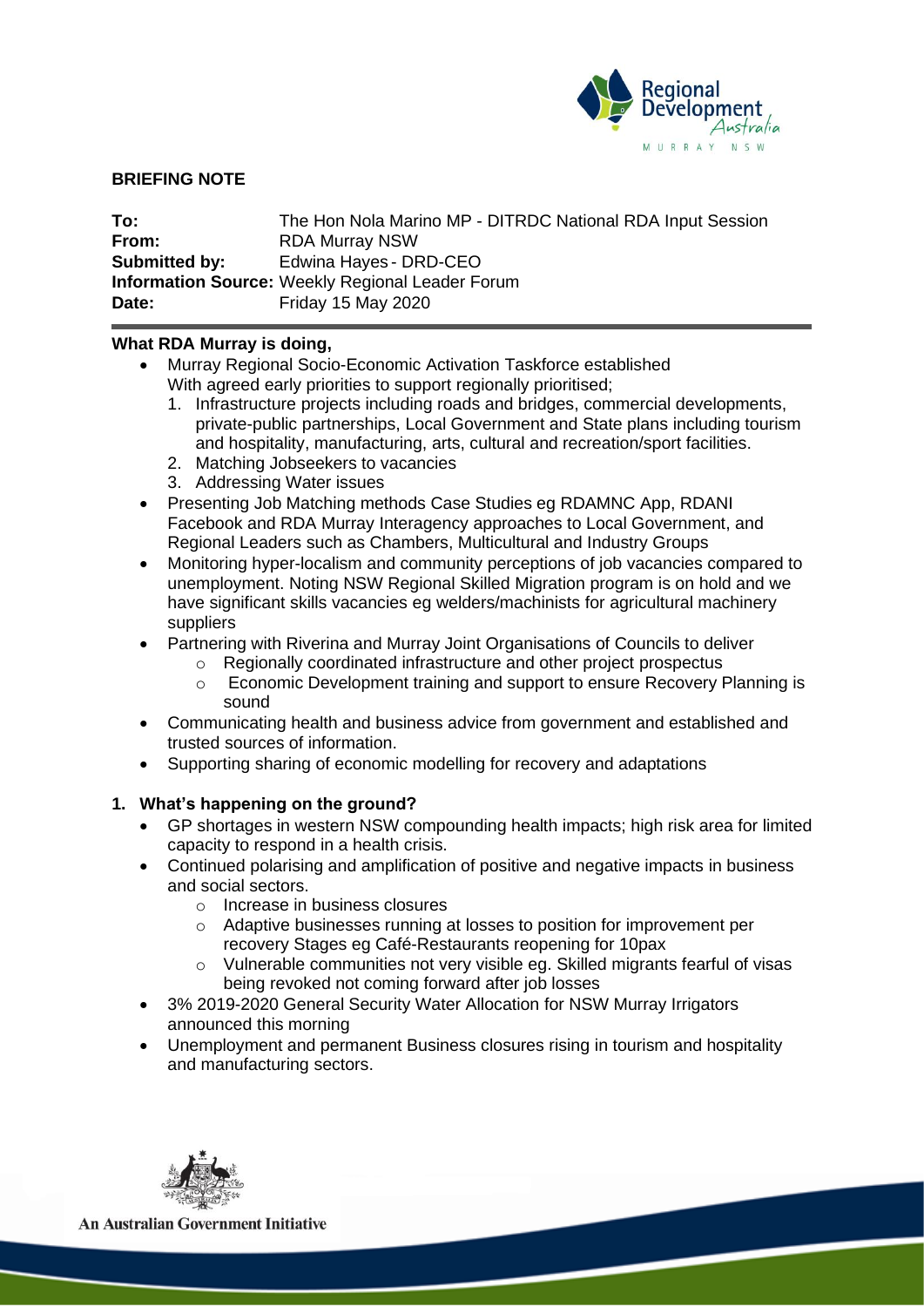**BRIEFING NOTE**

**To:** The Hon Nola Marino MP - DITRDC National RDA Input Session
**From:** RDA Murray NSW
**Submitted by:** Edwina Hayes - DRD-CEO
**Information Source:** Weekly Regional Leader Forum
**Date:** Friday 15 May 2020

**What RDA Murray is doing,**

- Murray Regional Socio-Economic Activation Taskforce established
  With agreed early priorities to support regionally prioritised;
  1. Infrastructure projects including roads and bridges, commercial developments, private-public partnerships, Local Government and State plans including tourism and hospitality, manufacturing, arts, cultural and recreation/sport facilities.
  2. Matching Jobseekers to vacancies
  3. Addressing Water issues
- Presenting Job Matching methods Case Studies eg RDAMNC App, RDANI Facebook and RDA Murray Interagency approaches to Local Government, and Regional Leaders such as Chambers, Multicultural and Industry Groups
- Monitoring hyper-localism and community perceptions of job vacancies compared to unemployment. Noting NSW Regional Skilled Migration program is on hold and we have significant skills vacancies eg welders/machinists for agricultural machinery suppliers
- Partnering with Riverina and Murray Joint Organisations of Councils to deliver
  - Regionally coordinated infrastructure and other project prospectus
  - Economic Development training and support to ensure Recovery Planning is sound
- Communicating health and business advice from government and established and trusted sources of information.
- Supporting sharing of economic modelling for recovery and adaptations

**1. What's happening on the ground?**

- GP shortages in western NSW compounding health impacts; high risk area for limited capacity to respond in a health crisis.
- Continued polarising and amplification of positive and negative impacts in business and social sectors.
  - Increase in business closures
  - Adaptive businesses running at losses to position for improvement per recovery Stages eg Café-Restaurants reopening for 10pax
  - Vulnerable communities not very visible eg. Skilled migrants fearful of visas being revoked not coming forward after job losses
- 3% 2019-2020 General Security Water Allocation for NSW Murray Irrigators announced this morning
- Unemployment and permanent Business closures rising in tourism and hospitality and manufacturing sectors.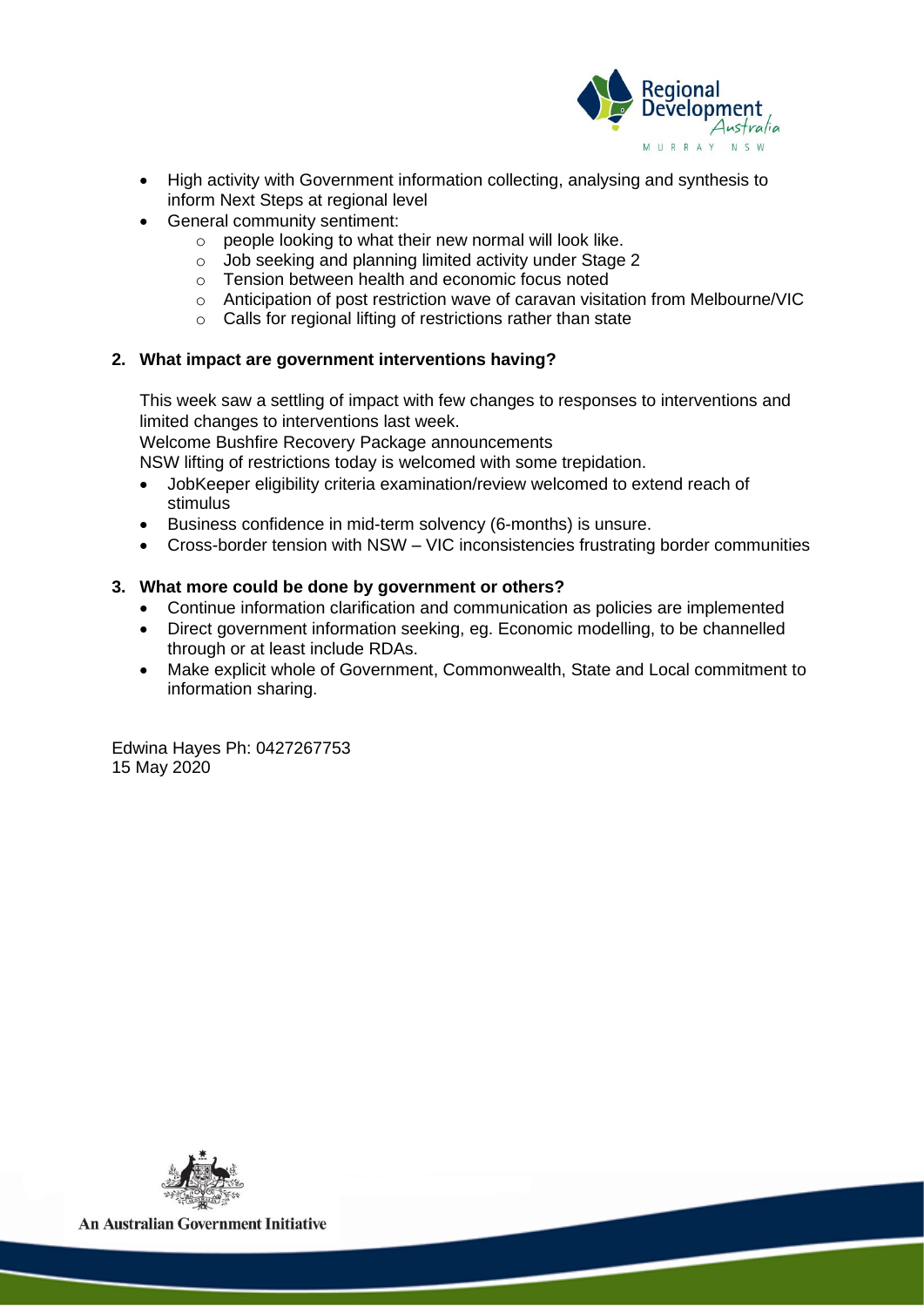- High activity with Government information collecting, analysing and synthesis to inform Next Steps at regional level
- General community sentiment:
  - people looking to what their new normal will look like.
  - Job seeking and planning limited activity under Stage 2
  - Tension between health and economic focus noted
  - Anticipation of post restriction wave of caravan visitation from Melbourne/VIC
  - Calls for regional lifting of restrictions rather than state

**2. What impact are government interventions having?**

This week saw a settling of impact with few changes to responses to interventions and limited changes to interventions last week.

Welcome Bushfire Recovery Package announcements

NSW lifting of restrictions today is welcomed with some trepidation.

- JobKeeper eligibility criteria examination/review welcomed to extend reach of stimulus
- Business confidence in mid-term solvency (6-months) is unsure.
- Cross-border tension with NSW – VIC inconsistencies frustrating border communities

**3. What more could be done by government or others?**

- Continue information clarification and communication as policies are implemented
- Direct government information seeking, eg. Economic modelling, to be channelled through or at least include RDAs.
- Make explicit whole of Government, Commonwealth, State and Local commitment to information sharing.

Edwina Hayes Ph: 0427267753
15 May 2020